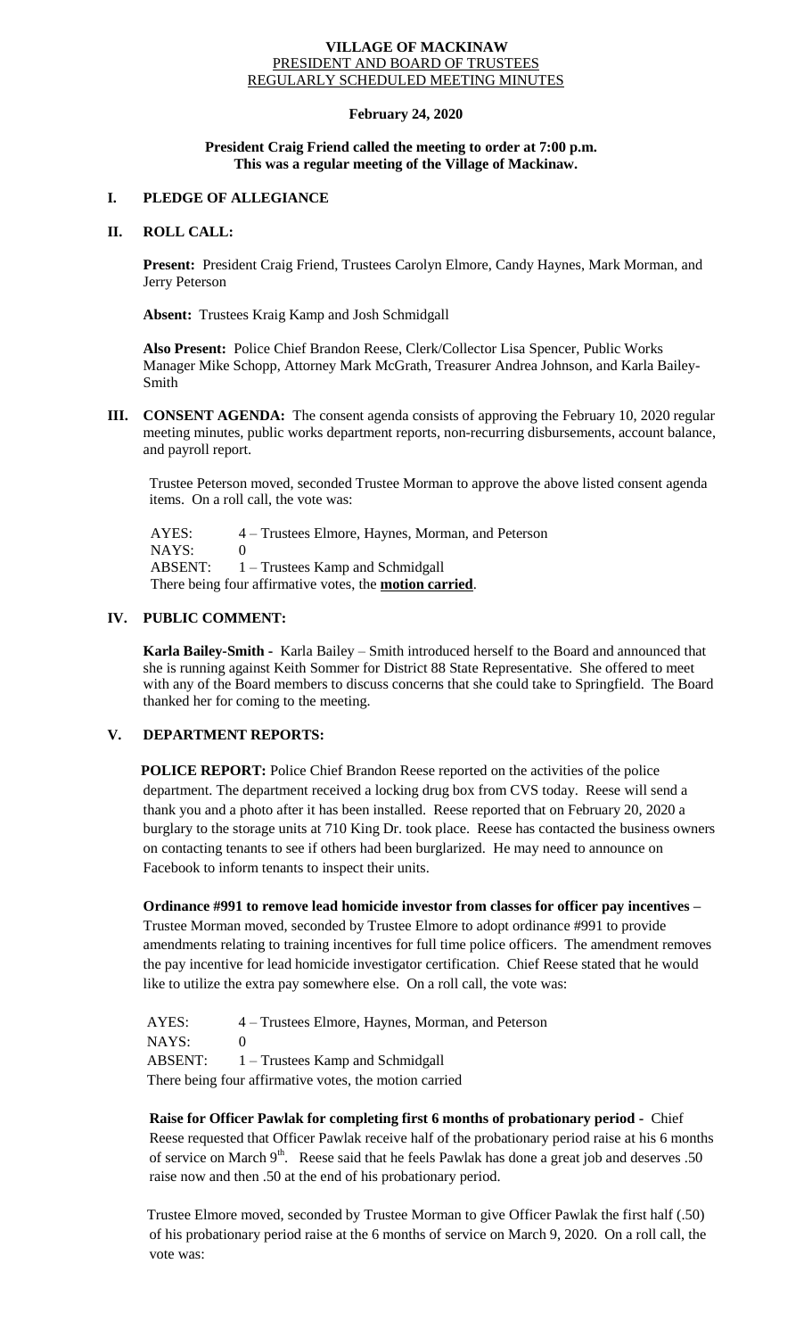**VILLAGE OF MACKINAW**
PRESIDENT AND BOARD OF TRUSTEES
REGULARLY SCHEDULED MEETING MINUTES

**February 24, 2020**

**President Craig Friend called the meeting to order at 7:00 p.m.**
**This was a regular meeting of the Village of Mackinaw.**

## I. PLEDGE OF ALLEGIANCE

## II. ROLL CALL:

**Present:** President Craig Friend, Trustees Carolyn Elmore, Candy Haynes, Mark Morman, and Jerry Peterson

**Absent:** Trustees Kraig Kamp and Josh Schmidgall

**Also Present:** Police Chief Brandon Reese, Clerk/Collector Lisa Spencer, Public Works Manager Mike Schopp, Attorney Mark McGrath, Treasurer Andrea Johnson, and Karla Bailey-Smith

## III. CONSENT AGENDA:

The consent agenda consists of approving the February 10, 2020 regular meeting minutes, public works department reports, non-recurring disbursements, account balance, and payroll report.

Trustee Peterson moved, seconded Trustee Morman to approve the above listed consent agenda items. On a roll call, the vote was:

AYES: 4 – Trustees Elmore, Haynes, Morman, and Peterson
NAYS: 0
ABSENT: 1 – Trustees Kamp and Schmidgall
There being four affirmative votes, the **motion carried**.

## IV. PUBLIC COMMENT:

**Karla Bailey-Smith -** Karla Bailey – Smith introduced herself to the Board and announced that she is running against Keith Sommer for District 88 State Representative. She offered to meet with any of the Board members to discuss concerns that she could take to Springfield. The Board thanked her for coming to the meeting.

## V. DEPARTMENT REPORTS:

**POLICE REPORT:** Police Chief Brandon Reese reported on the activities of the police department. The department received a locking drug box from CVS today. Reese will send a thank you and a photo after it has been installed. Reese reported that on February 20, 2020 a burglary to the storage units at 710 King Dr. took place. Reese has contacted the business owners on contacting tenants to see if others had been burglarized. He may need to announce on Facebook to inform tenants to inspect their units.

**Ordinance #991 to remove lead homicide investor from classes for officer pay incentives –** Trustee Morman moved, seconded by Trustee Elmore to adopt ordinance #991 to provide amendments relating to training incentives for full time police officers. The amendment removes the pay incentive for lead homicide investigator certification. Chief Reese stated that he would like to utilize the extra pay somewhere else. On a roll call, the vote was:

AYES: 4 – Trustees Elmore, Haynes, Morman, and Peterson
NAYS: 0
ABSENT: 1 – Trustees Kamp and Schmidgall
There being four affirmative votes, the motion carried

**Raise for Officer Pawlak for completing first 6 months of probationary period -** Chief Reese requested that Officer Pawlak receive half of the probationary period raise at his 6 months of service on March 9th. Reese said that he feels Pawlak has done a great job and deserves .50 raise now and then .50 at the end of his probationary period.

Trustee Elmore moved, seconded by Trustee Morman to give Officer Pawlak the first half (.50) of his probationary period raise at the 6 months of service on March 9, 2020. On a roll call, the vote was: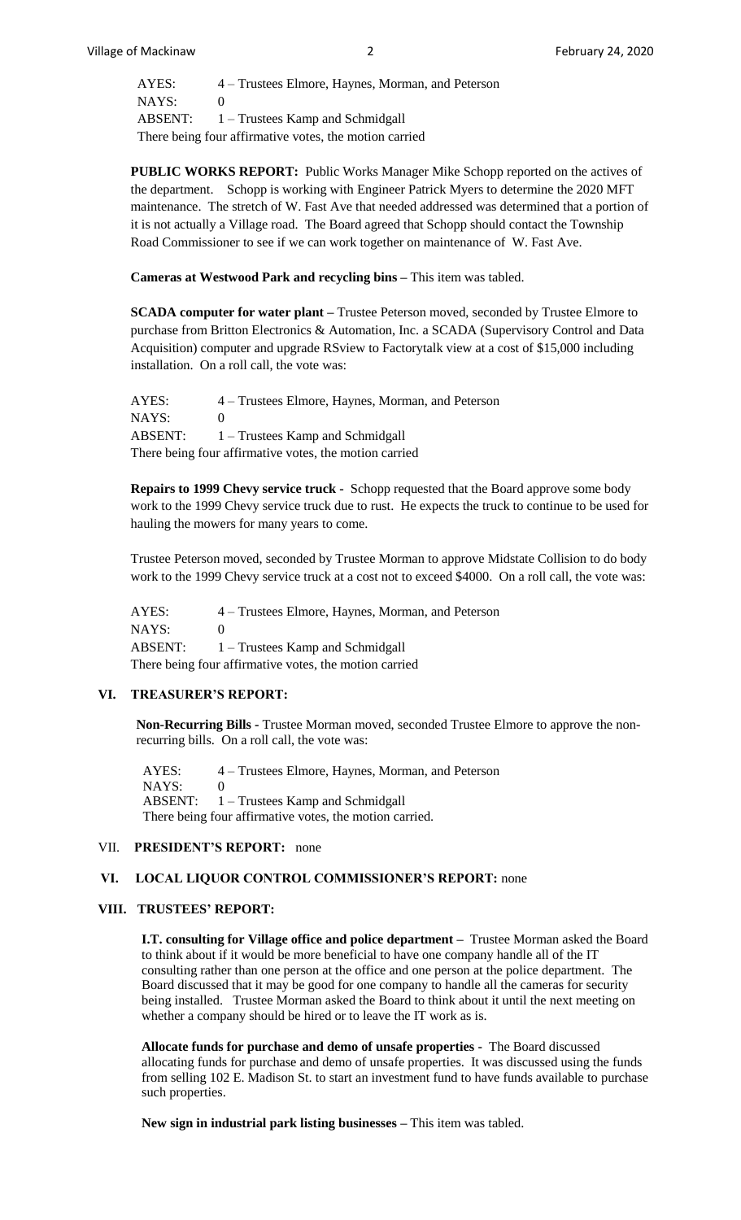AYES: 4 – Trustees Elmore, Haynes, Morman, and Peterson
NAYS: 0
ABSENT: 1 – Trustees Kamp and Schmidgall
There being four affirmative votes, the motion carried

**PUBLIC WORKS REPORT:** Public Works Manager Mike Schopp reported on the actives of the department. Schopp is working with Engineer Patrick Myers to determine the 2020 MFT maintenance. The stretch of W. Fast Ave that needed addressed was determined that a portion of it is not actually a Village road. The Board agreed that Schopp should contact the Township Road Commissioner to see if we can work together on maintenance of W. Fast Ave.

**Cameras at Westwood Park and recycling bins –** This item was tabled.

**SCADA computer for water plant –** Trustee Peterson moved, seconded by Trustee Elmore to purchase from Britton Electronics & Automation, Inc. a SCADA (Supervisory Control and Data Acquisition) computer and upgrade RSview to Factorytalk view at a cost of $15,000 including installation. On a roll call, the vote was:

AYES: 4 – Trustees Elmore, Haynes, Morman, and Peterson
NAYS: 0
ABSENT: 1 – Trustees Kamp and Schmidgall
There being four affirmative votes, the motion carried

**Repairs to 1999 Chevy service truck -** Schopp requested that the Board approve some body work to the 1999 Chevy service truck due to rust. He expects the truck to continue to be used for hauling the mowers for many years to come.

Trustee Peterson moved, seconded by Trustee Morman to approve Midstate Collision to do body work to the 1999 Chevy service truck at a cost not to exceed $4000. On a roll call, the vote was:

AYES: 4 – Trustees Elmore, Haynes, Morman, and Peterson
NAYS: 0
ABSENT: 1 – Trustees Kamp and Schmidgall
There being four affirmative votes, the motion carried

## VI. TREASURER'S REPORT:

**Non-Recurring Bills -** Trustee Morman moved, seconded Trustee Elmore to approve the non-recurring bills. On a roll call, the vote was:

AYES: 4 – Trustees Elmore, Haynes, Morman, and Peterson
NAYS: 0
ABSENT: 1 – Trustees Kamp and Schmidgall
There being four affirmative votes, the motion carried.

## VII. PRESIDENT'S REPORT: none

## VI. LOCAL LIQUOR CONTROL COMMISSIONER'S REPORT: none

## VIII. TRUSTEES' REPORT:

**I.T. consulting for Village office and police department –** Trustee Morman asked the Board to think about if it would be more beneficial to have one company handle all of the IT consulting rather than one person at the office and one person at the police department. The Board discussed that it may be good for one company to handle all the cameras for security being installed. Trustee Morman asked the Board to think about it until the next meeting on whether a company should be hired or to leave the IT work as is.

**Allocate funds for purchase and demo of unsafe properties -** The Board discussed allocating funds for purchase and demo of unsafe properties. It was discussed using the funds from selling 102 E. Madison St. to start an investment fund to have funds available to purchase such properties.

**New sign in industrial park listing businesses –** This item was tabled.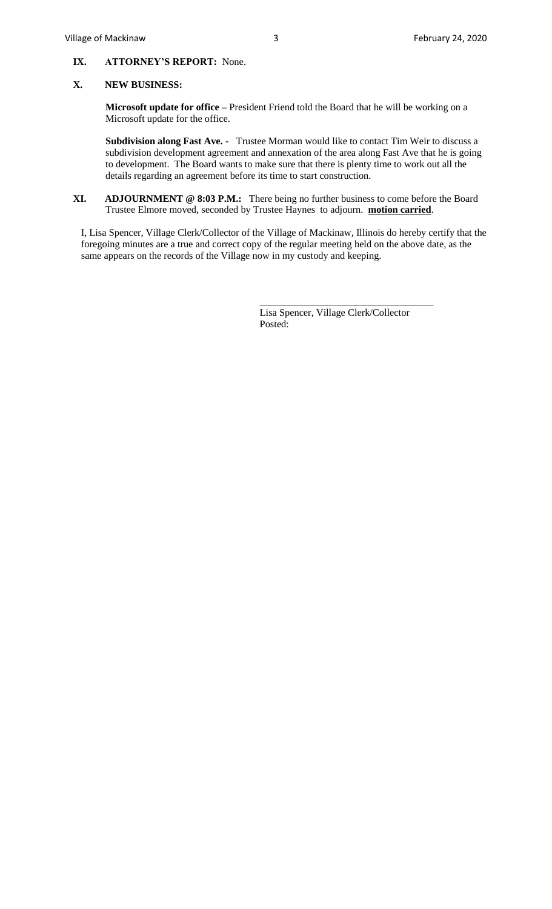**IX. ATTORNEY'S REPORT:** None.

**X. NEW BUSINESS:**

**Microsoft update for office –** President Friend told the Board that he will be working on a Microsoft update for the office.

**Subdivision along Fast Ave. -** Trustee Morman would like to contact Tim Weir to discuss a subdivision development agreement and annexation of the area along Fast Ave that he is going to development. The Board wants to make sure that there is plenty time to work out all the details regarding an agreement before its time to start construction.

**XI. ADJOURNMENT @ 8:03 P.M.:** There being no further business to come before the Board Trustee Elmore moved, seconded by Trustee Haynes to adjourn. **motion carried**.

I, Lisa Spencer, Village Clerk/Collector of the Village of Mackinaw, Illinois do hereby certify that the foregoing minutes are a true and correct copy of the regular meeting held on the above date, as the same appears on the records of the Village now in my custody and keeping.

___________________________________
Lisa Spencer, Village Clerk/Collector
Posted: